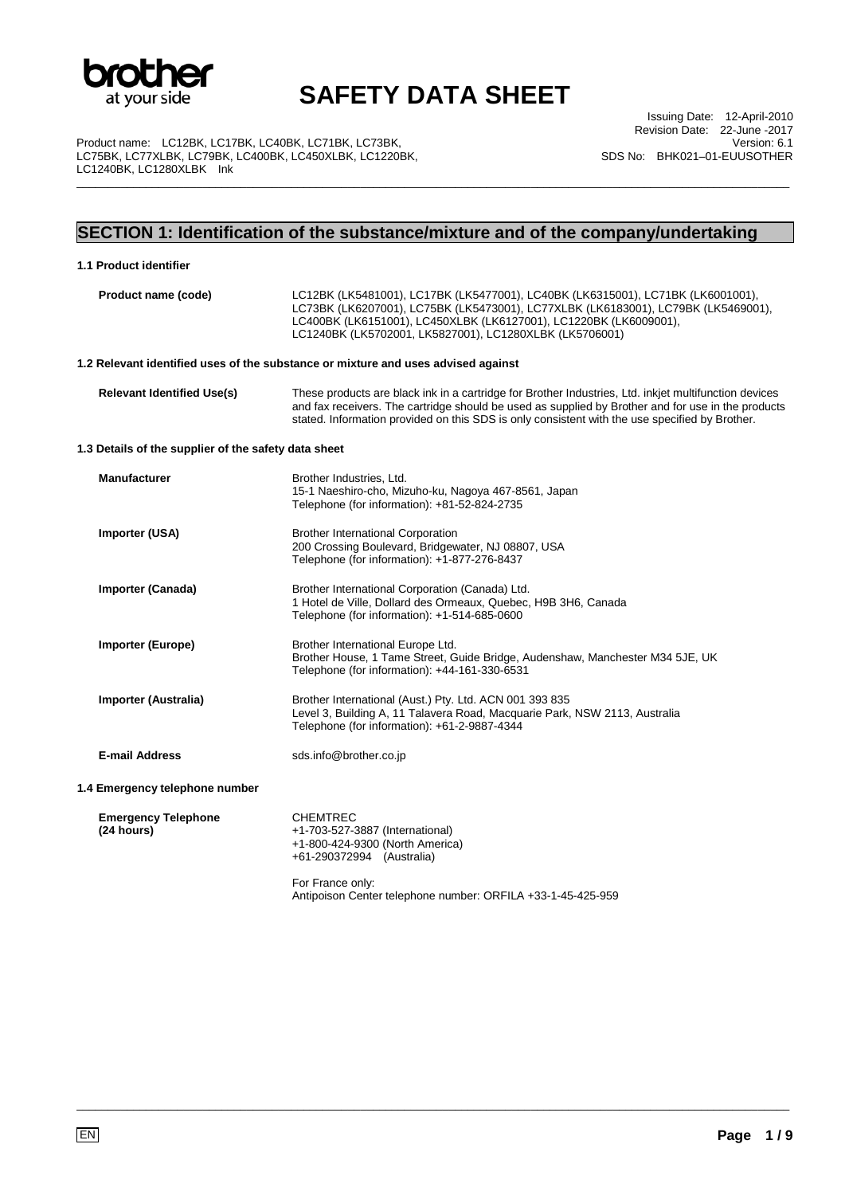# SAFETY DATA SHEET

Product name: LC12BK, LC17BK, LC40BK, LC71BK, LC73BK, LC75BK, LC77XLBK, LC79BK, LC400BK, LC450XLBK, LC1220BK, LC1240BK, LC1280XLBK Ink

Issuing Date: 12-April-2010
Revision Date: 22-June -2017
Version: 6.1
SDS No: BHK021–01-EUUSOTHER

## SECTION 1: Identification of the substance/mixture and of the company/undertaking

### 1.1 Product identifier

**Product name (code)**: LC12BK (LK5481001), LC17BK (LK5477001), LC40BK (LK6315001), LC71BK (LK6001001), LC73BK (LK6207001), LC75BK (LK5473001), LC77XLBK (LK6183001), LC79BK (LK5469001), LC400BK (LK6151001), LC450XLBK (LK6127001), LC1220BK (LK6009001), LC1240BK (LK5702001, LK5827001), LC1280XLBK (LK5706001)

### 1.2 Relevant identified uses of the substance or mixture and uses advised against

**Relevant Identified Use(s)**: These products are black ink in a cartridge for Brother Industries, Ltd. inkjet multifunction devices and fax receivers. The cartridge should be used as supplied by Brother and for use in the products stated. Information provided on this SDS is only consistent with the use specified by Brother.

### 1.3 Details of the supplier of the safety data sheet

**Manufacturer**
Brother Industries, Ltd.
15-1 Naeshiro-cho, Mizuho-ku, Nagoya 467-8561, Japan
Telephone (for information): +81-52-824-2735

**Importer (USA)**
Brother International Corporation
200 Crossing Boulevard, Bridgewater, NJ 08807, USA
Telephone (for information): +1-877-276-8437

**Importer (Canada)**
Brother International Corporation (Canada) Ltd.
1 Hotel de Ville, Dollard des Ormeaux, Quebec, H9B 3H6, Canada
Telephone (for information): +1-514-685-0600

**Importer (Europe)**
Brother International Europe Ltd.
Brother House, 1 Tame Street, Guide Bridge, Audenshaw, Manchester M34 5JE, UK
Telephone (for information): +44-161-330-6531

**Importer (Australia)**
Brother International (Aust.) Pty. Ltd. ACN 001 393 835
Level 3, Building A, 11 Talavera Road, Macquarie Park, NSW 2113, Australia
Telephone (for information): +61-2-9887-4344

**E-mail Address**: sds.info@brother.co.jp

### 1.4 Emergency telephone number

**Emergency Telephone (24 hours)**
CHEMTREC
+1-703-527-3887 (International)
+1-800-424-9300 (North America)
+61-290372994 (Australia)

For France only:
Antipoison Center telephone number: ORFILA +33-1-45-425-959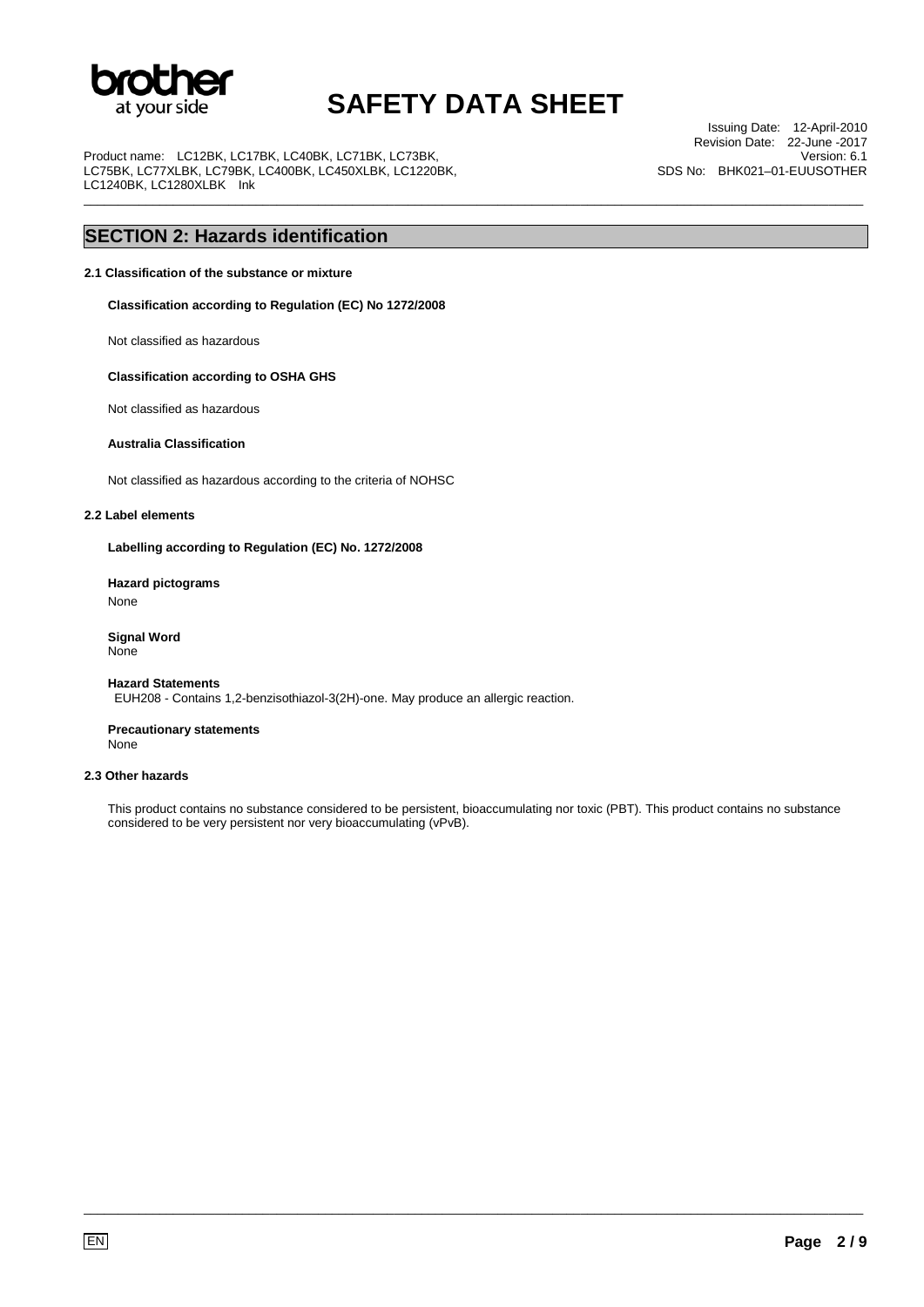## SECTION 2: Hazards identification

### 2.1 Classification of the substance or mixture

**Classification according to Regulation (EC) No 1272/2008**

Not classified as hazardous

**Classification according to OSHA GHS**

Not classified as hazardous

**Australia Classification**

Not classified as hazardous according to the criteria of NOHSC

### 2.2 Label elements

**Labelling according to Regulation (EC) No. 1272/2008**

**Hazard pictograms**
None

**Signal Word**
None

**Hazard Statements**
EUH208 - Contains 1,2-benzisothiazol-3(2H)-one. May produce an allergic reaction.

**Precautionary statements**
None

### 2.3 Other hazards

This product contains no substance considered to be persistent, bioaccumulating nor toxic (PBT). This product contains no substance considered to be very persistent nor very bioaccumulating (vPvB).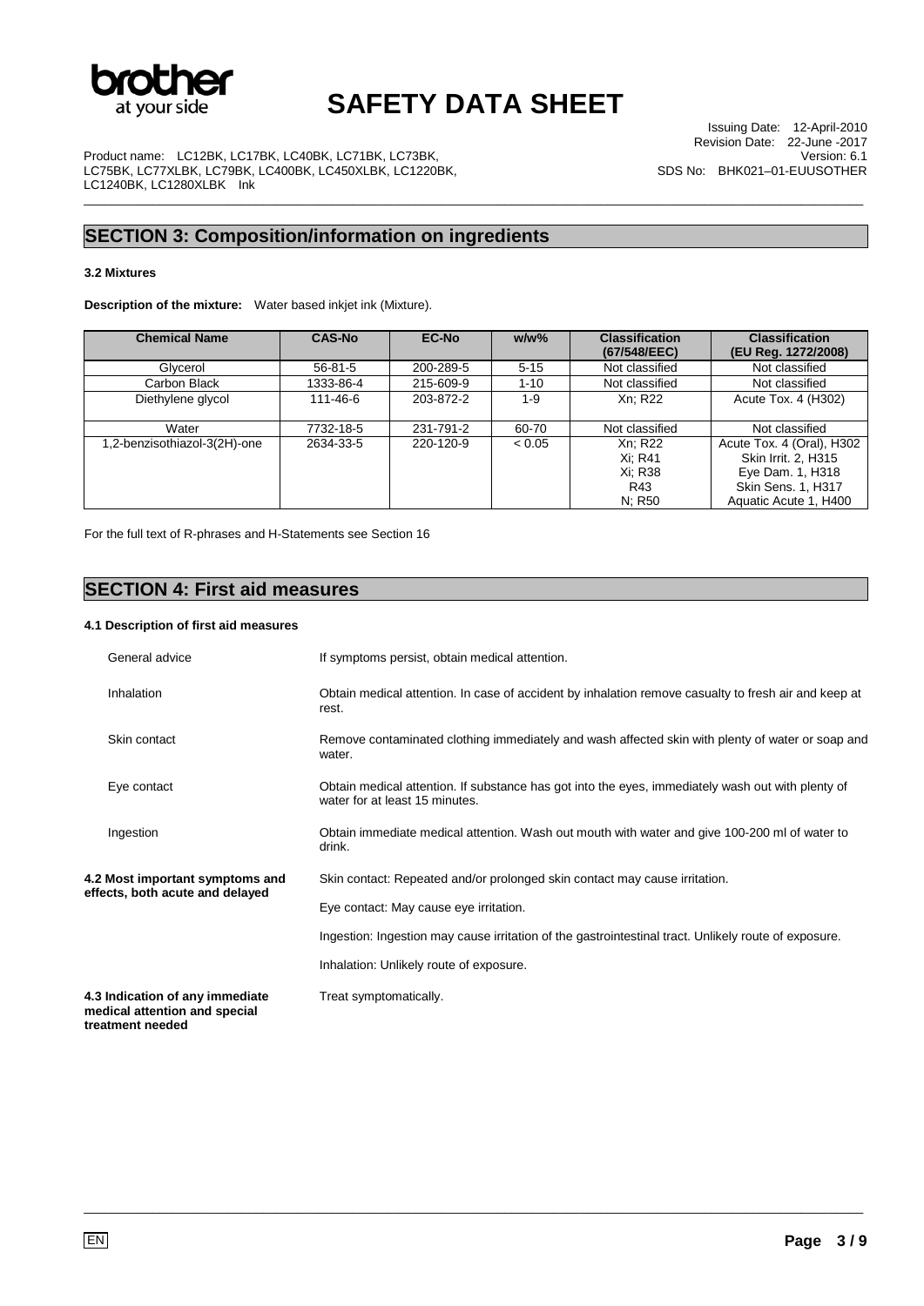## SECTION 3: Composition/information on ingredients

### 3.2 Mixtures

**Description of the mixture:** Water based inkjet ink (Mixture).

| Chemical Name | CAS-No | EC-No | w/w% | Classification (67/548/EEC) | Classification (EU Reg. 1272/2008) |
|---|---|---|---|---|---|
| Glycerol | 56-81-5 | 200-289-5 | 5-15 | Not classified | Not classified |
| Carbon Black | 1333-86-4 | 215-609-9 | 1-10 | Not classified | Not classified |
| Diethylene glycol | 111-46-6 | 203-872-2 | 1-9 | Xn; R22 | Acute Tox. 4 (H302) |
| Water | 7732-18-5 | 231-791-2 | 60-70 | Not classified | Not classified |
| 1,2-benzisothiazol-3(2H)-one | 2634-33-5 | 220-120-9 | < 0.05 | Xn; R22<br>Xi; R41<br>Xi; R38<br>R43<br>N; R50 | Acute Tox. 4 (Oral), H302<br>Skin Irrit. 2, H315<br>Eye Dam. 1, H318<br>Skin Sens. 1, H317<br>Aquatic Acute 1, H400 |

For the full text of R-phrases and H-Statements see Section 16

## SECTION 4: First aid measures

### 4.1 Description of first aid measures

| | |
|---|---|
| General advice | If symptoms persist, obtain medical attention. |
| Inhalation | Obtain medical attention. In case of accident by inhalation remove casualty to fresh air and keep at rest. |
| Skin contact | Remove contaminated clothing immediately and wash affected skin with plenty of water or soap and water. |
| Eye contact | Obtain medical attention. If substance has got into the eyes, immediately wash out with plenty of water for at least 15 minutes. |
| Ingestion | Obtain immediate medical attention. Wash out mouth with water and give 100-200 ml of water to drink. |

**4.2 Most important symptoms and effects, both acute and delayed**

Skin contact: Repeated and/or prolonged skin contact may cause irritation.

Eye contact: May cause eye irritation.

Ingestion: Ingestion may cause irritation of the gastrointestinal tract. Unlikely route of exposure.

Inhalation: Unlikely route of exposure.

**4.3 Indication of any immediate medical attention and special treatment needed**

Treat symptomatically.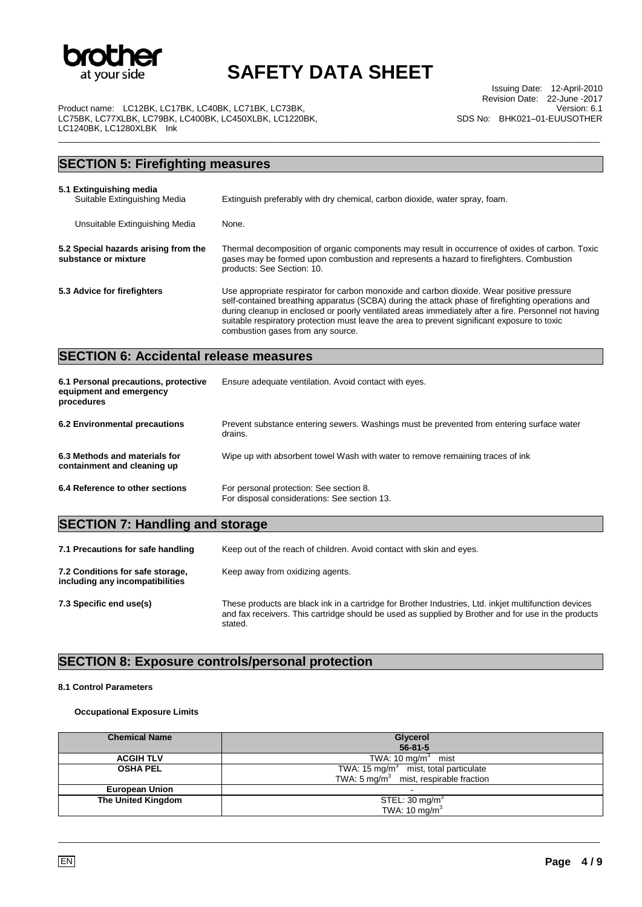## SECTION 5: Firefighting measures

**5.1 Extinguishing media**

Suitable Extinguishing Media: Extinguish preferably with dry chemical, carbon dioxide, water spray, foam.

Unsuitable Extinguishing Media: None.

**5.2 Special hazards arising from the substance or mixture**: Thermal decomposition of organic components may result in occurrence of oxides of carbon. Toxic gases may be formed upon combustion and represents a hazard to firefighters. Combustion products: See Section: 10.

**5.3 Advice for firefighters**: Use appropriate respirator for carbon monoxide and carbon dioxide. Wear positive pressure self-contained breathing apparatus (SCBA) during the attack phase of firefighting operations and during cleanup in enclosed or poorly ventilated areas immediately after a fire. Personnel not having suitable respiratory protection must leave the area to prevent significant exposure to toxic combustion gases from any source.

## SECTION 6: Accidental release measures

**6.1 Personal precautions, protective equipment and emergency procedures**: Ensure adequate ventilation. Avoid contact with eyes.

**6.2 Environmental precautions**: Prevent substance entering sewers. Washings must be prevented from entering surface water drains.

**6.3 Methods and materials for containment and cleaning up**: Wipe up with absorbent towel Wash with water to remove remaining traces of ink

**6.4 Reference to other sections**: For personal protection: See section 8.
For disposal considerations: See section 13.

## SECTION 7: Handling and storage

**7.1 Precautions for safe handling**: Keep out of the reach of children. Avoid contact with skin and eyes.

**7.2 Conditions for safe storage, including any incompatibilities**: Keep away from oxidizing agents.

**7.3 Specific end use(s)**: These products are black ink in a cartridge for Brother Industries, Ltd. inkjet multifunction devices and fax receivers. This cartridge should be used as supplied by Brother and for use in the products stated.

## SECTION 8: Exposure controls/personal protection

**8.1 Control Parameters**

**Occupational Exposure Limits**

| Chemical Name | Glycerol 56-81-5 |
|---|---|
| ACGIH TLV | TWA: 10 mg/m$^3$ mist |
| OSHA PEL | TWA: 15 mg/m$^3$ mist, total particulate<br>TWA: 5 mg/m$^3$ mist, respirable fraction |
| European Union | - |
| The United Kingdom | STEL: 30 mg/m$^3$<br>TWA: 10 mg/m$^3$ |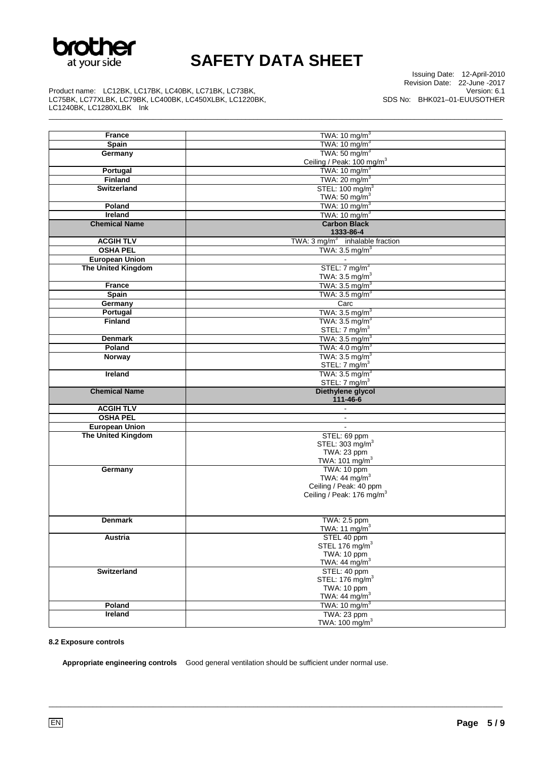| | |
|---|---|
| **France** | TWA: 10 mg/m$^3$ |
| **Spain** | TWA: 10 mg/m$^3$ |
| **Germany** | TWA: 50 mg/m$^3$<br>Ceiling / Peak: 100 mg/m$^3$ |
| **Portugal** | TWA: 10 mg/m$^3$ |
| **Finland** | TWA: 20 mg/m$^3$ |
| **Switzerland** | STEL: 100 mg/m$^3$<br>TWA: 50 mg/m$^3$ |
| **Poland** | TWA: 10 mg/m$^3$ |
| **Ireland** | TWA: 10 mg/m$^3$ |
| **Chemical Name** | **Carbon Black**<br>**1333-86-4** |
| **ACGIH TLV** | TWA: 3 mg/m$^3$ inhalable fraction |
| **OSHA PEL** | TWA: 3.5 mg/m$^3$ |
| **European Union** | - |
| **The United Kingdom** | STEL: 7 mg/m$^3$<br>TWA: 3.5 mg/m$^3$ |
| **France** | TWA: 3.5 mg/m$^3$ |
| **Spain** | TWA: 3.5 mg/m$^3$ |
| **Germany** | Carc |
| **Portugal** | TWA: 3.5 mg/m$^3$ |
| **Finland** | TWA: 3.5 mg/m$^3$<br>STEL: 7 mg/m$^3$ |
| **Denmark** | TWA: 3.5 mg/m$^3$ |
| **Poland** | TWA: 4.0 mg/m$^3$ |
| **Norway** | TWA: 3.5 mg/m$^3$<br>STEL: 7 mg/m$^3$ |
| **Ireland** | TWA: 3.5 mg/m$^3$<br>STEL: 7 mg/m$^3$ |
| **Chemical Name** | **Diethylene glycol**<br>**111-46-6** |
| **ACGIH TLV** | - |
| **OSHA PEL** | - |
| **European Union** | - |
| **The United Kingdom** | STEL: 69 ppm<br>STEL: 303 mg/m$^3$<br>TWA: 23 ppm<br>TWA: 101 mg/m$^3$ |
| **Germany** | TWA: 10 ppm<br>TWA: 44 mg/m$^3$<br>Ceiling / Peak: 40 ppm<br>Ceiling / Peak: 176 mg/m$^3$ |
| **Denmark** | TWA: 2.5 ppm<br>TWA: 11 mg/m$^3$ |
| **Austria** | STEL 40 ppm<br>STEL 176 mg/m$^3$<br>TWA: 10 ppm<br>TWA: 44 mg/m$^3$ |
| **Switzerland** | STEL: 40 ppm<br>STEL: 176 mg/m$^3$<br>TWA: 10 ppm<br>TWA: 44 mg/m$^3$ |
| **Poland** | TWA: 10 mg/m$^3$ |
| **Ireland** | TWA: 23 ppm<br>TWA: 100 mg/m$^3$ |

**8.2 Exposure controls**

**Appropriate engineering controls** Good general ventilation should be sufficient under normal use.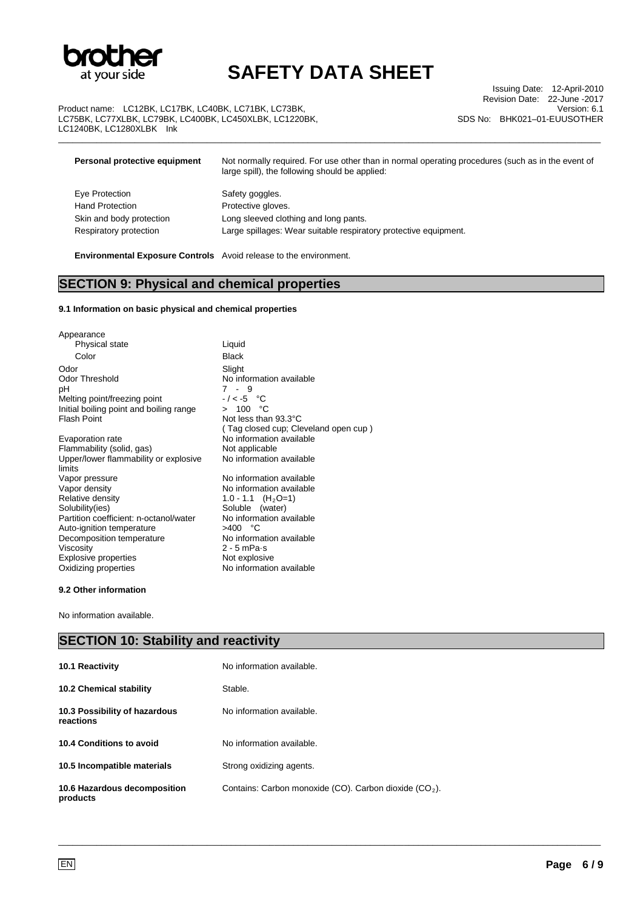| | |
|---|---|
| **Personal protective equipment** | Not normally required. For use other than in normal operating procedures (such as in the event of large spill), the following should be applied: |
| Eye Protection | Safety goggles. |
| Hand Protection | Protective gloves. |
| Skin and body protection | Long sleeved clothing and long pants. |
| Respiratory protection | Large spillages: Wear suitable respiratory protective equipment. |

**Environmental Exposure Controls** Avoid release to the environment.

## SECTION 9: Physical and chemical properties

### 9.1 Information on basic physical and chemical properties

| | |
|---|---|
| Appearance | |
| Physical state | Liquid |
| Color | Black |
| Odor | Slight |
| Odor Threshold | No information available |
| pH | 7 - 9 |
| Melting point/freezing point | - / < -5 °C |
| Initial boiling point and boiling range | > 100 °C |
| Flash Point | Not less than 93.3°C (Tag closed cup; Cleveland open cup) |
| Evaporation rate | No information available |
| Flammability (solid, gas) | Not applicable |
| Upper/lower flammability or explosive limits | No information available |
| Vapor pressure | No information available |
| Vapor density | No information available |
| Relative density | 1.0 - 1.1 ($H_2O$=1) |
| Solubility(ies) | Soluble (water) |
| Partition coefficient: n-octanol/water | No information available |
| Auto-ignition temperature | >400 °C |
| Decomposition temperature | No information available |
| Viscosity | 2 - 5 mPa·s |
| Explosive properties | Not explosive |
| Oxidizing properties | No information available |

### 9.2 Other information

No information available.

## SECTION 10: Stability and reactivity

| | |
|---|---|
| **10.1 Reactivity** | No information available. |
| **10.2 Chemical stability** | Stable. |
| **10.3 Possibility of hazardous reactions** | No information available. |
| **10.4 Conditions to avoid** | No information available. |
| **10.5 Incompatible materials** | Strong oxidizing agents. |
| **10.6 Hazardous decomposition products** | Contains: Carbon monoxide (CO). Carbon dioxide ($CO_2$). |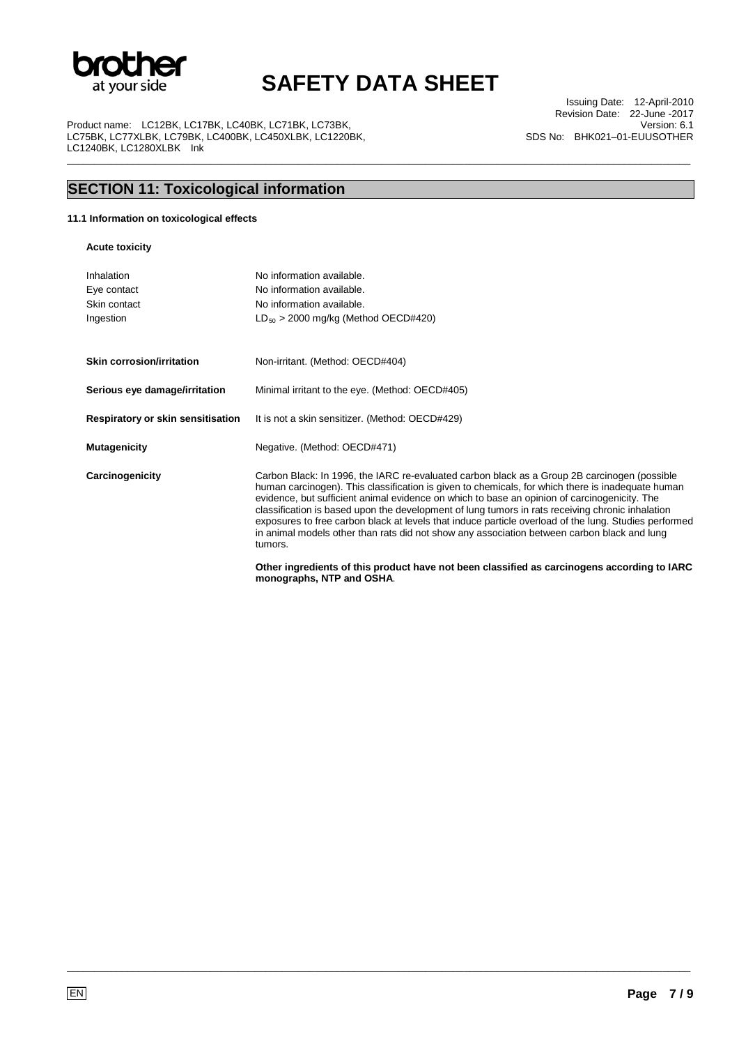## SECTION 11: Toxicological information

### 11.1 Information on toxicological effects

**Acute toxicity**

| | |
|---|---|
| Inhalation | No information available. |
| Eye contact | No information available. |
| Skin contact | No information available. |
| Ingestion | $LD_{50}$ > 2000 mg/kg (Method OECD#420) |

**Skin corrosion/irritation** Non-irritant. (Method: OECD#404)

**Serious eye damage/irritation** Minimal irritant to the eye. (Method: OECD#405)

**Respiratory or skin sensitisation** It is not a skin sensitizer. (Method: OECD#429)

**Mutagenicity** Negative. (Method: OECD#471)

**Carcinogenicity** Carbon Black: In 1996, the IARC re-evaluated carbon black as a Group 2B carcinogen (possible human carcinogen). This classification is given to chemicals, for which there is inadequate human evidence, but sufficient animal evidence on which to base an opinion of carcinogenicity. The classification is based upon the development of lung tumors in rats receiving chronic inhalation exposures to free carbon black at levels that induce particle overload of the lung. Studies performed in animal models other than rats did not show any association between carbon black and lung tumors.

**Other ingredients of this product have not been classified as carcinogens according to IARC monographs, NTP and OSHA**.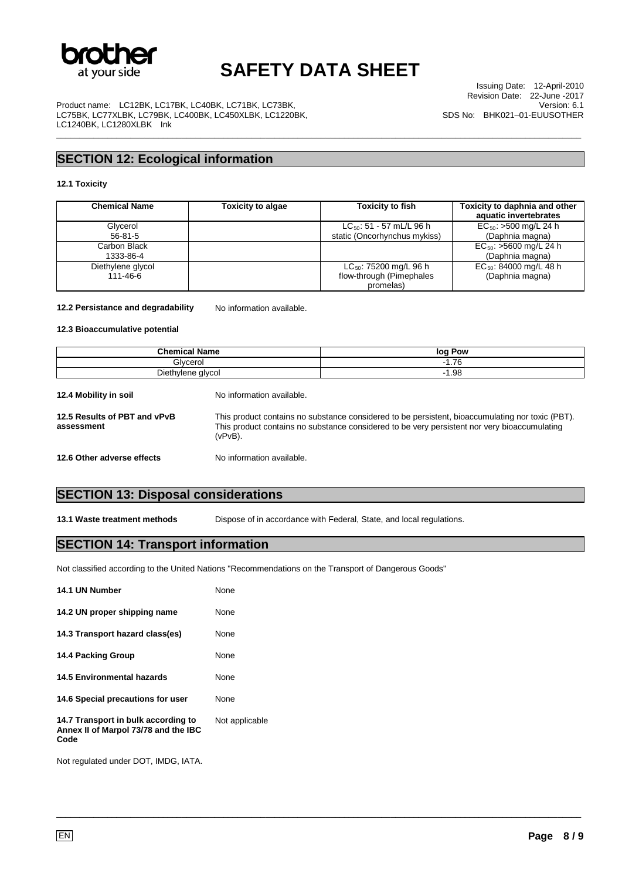## SECTION 12: Ecological information

### 12.1 Toxicity

| Chemical Name | Toxicity to algae | Toxicity to fish | Toxicity to daphnia and other aquatic invertebrates |
|---|---|---|---|
| Glycerol 56-81-5 | | $LC_{50}$: 51 - 57 mL/L 96 h static (Oncorhynchus mykiss) | $EC_{50}$: >500 mg/L 24 h (Daphnia magna) |
| Carbon Black 1333-86-4 | | | $EC_{50}$: >5600 mg/L 24 h (Daphnia magna) |
| Diethylene glycol 111-46-6 | | $LC_{50}$: 75200 mg/L 96 h flow-through (Pimephales promelas) | $EC_{50}$: 84000 mg/L 48 h (Daphnia magna) |

**12.2 Persistance and degradability** No information available.

### 12.3 Bioaccumulative potential

| Chemical Name | log Pow |
|---|---|
| Glycerol | -1.76 |
| Diethylene glycol | -1.98 |

**12.4 Mobility in soil** No information available.

**12.5 Results of PBT and vPvB assessment** This product contains no substance considered to be persistent, bioaccumulating nor toxic (PBT). This product contains no substance considered to be very persistent nor very bioaccumulating (vPvB).

**12.6 Other adverse effects** No information available.

## SECTION 13: Disposal considerations

**13.1 Waste treatment methods** Dispose of in accordance with Federal, State, and local regulations.

## SECTION 14: Transport information

Not classified according to the United Nations "Recommendations on the Transport of Dangerous Goods"

**14.1 UN Number** None

**14.2 UN proper shipping name** None

**14.3 Transport hazard class(es)** None

**14.4 Packing Group** None

**14.5 Environmental hazards** None

**14.6 Special precautions for user** None

**14.7 Transport in bulk according to Annex II of Marpol 73/78 and the IBC Code** Not applicable

Not regulated under DOT, IMDG, IATA.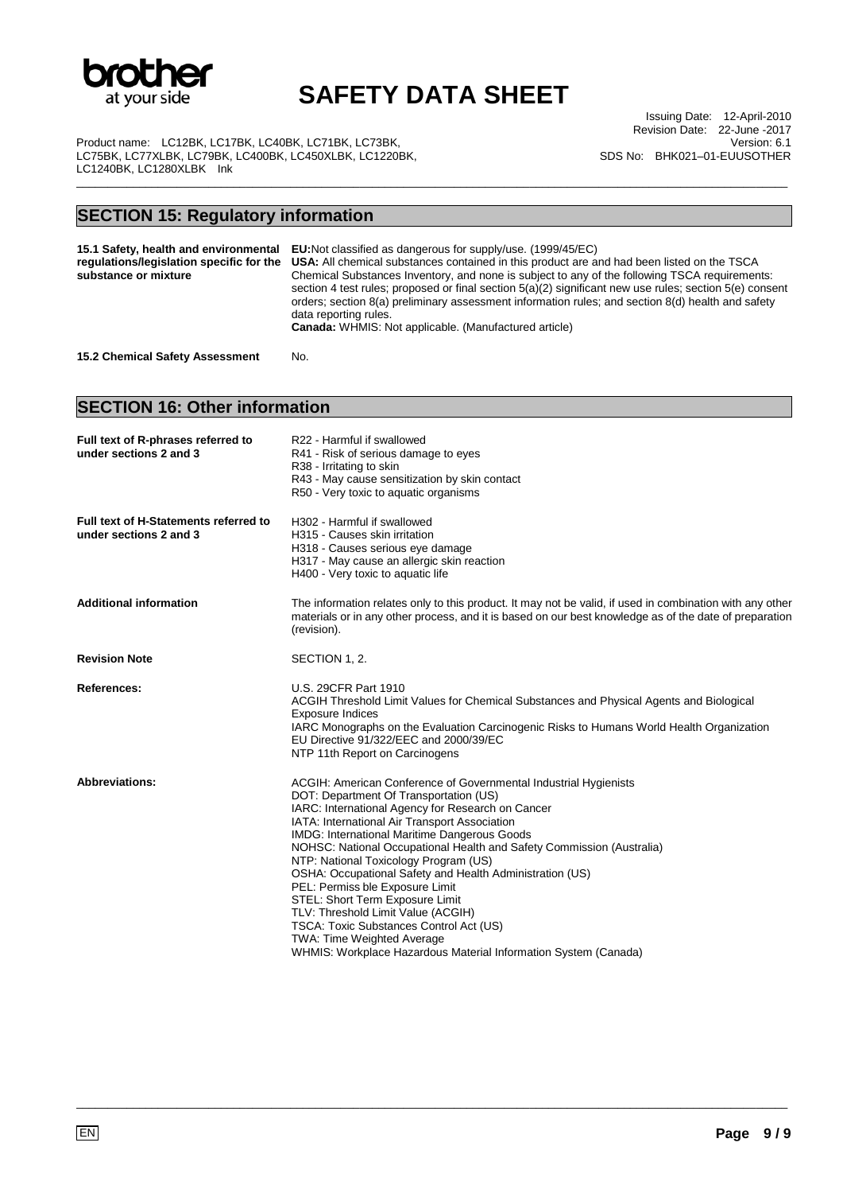## SECTION 15: Regulatory information

| | |
|---|---|
| **15.1 Safety, health and environmental regulations/legislation specific for the substance or mixture** | **EU:** Not classified as dangerous for supply/use. (1999/45/EC)<br>**USA:** All chemical substances contained in this product are and had been listed on the TSCA Chemical Substances Inventory, and none is subject to any of the following TSCA requirements: section 4 test rules; proposed or final section 5(a)(2) significant new use rules; section 5(e) consent orders; section 8(a) preliminary assessment information rules; and section 8(d) health and safety data reporting rules.<br>**Canada:** WHMIS: Not applicable. (Manufactured article) |
| **15.2 Chemical Safety Assessment** | No. |

## SECTION 16: Other information

| | |
|---|---|
| **Full text of R-phrases referred to under sections 2 and 3** | R22 - Harmful if swallowed<br>R41 - Risk of serious damage to eyes<br>R38 - Irritating to skin<br>R43 - May cause sensitization by skin contact<br>R50 - Very toxic to aquatic organisms |
| **Full text of H-Statements referred to under sections 2 and 3** | H302 - Harmful if swallowed<br>H315 - Causes skin irritation<br>H318 - Causes serious eye damage<br>H317 - May cause an allergic skin reaction<br>H400 - Very toxic to aquatic life |
| **Additional information** | The information relates only to this product. It may not be valid, if used in combination with any other materials or in any other process, and it is based on our best knowledge as of the date of preparation (revision). |
| **Revision Note** | SECTION 1, 2. |
| **References:** | U.S. 29CFR Part 1910<br>ACGIH Threshold Limit Values for Chemical Substances and Physical Agents and Biological Exposure Indices<br>IARC Monographs on the Evaluation Carcinogenic Risks to Humans World Health Organization<br>EU Directive 91/322/EEC and 2000/39/EC<br>NTP 11th Report on Carcinogens |
| **Abbreviations:** | ACGIH: American Conference of Governmental Industrial Hygienists<br>DOT: Department Of Transportation (US)<br>IARC: International Agency for Research on Cancer<br>IATA: International Air Transport Association<br>IMDG: International Maritime Dangerous Goods<br>NOHSC: National Occupational Health and Safety Commission (Australia)<br>NTP: National Toxicology Program (US)<br>OSHA: Occupational Safety and Health Administration (US)<br>PEL: Permiss ble Exposure Limit<br>STEL: Short Term Exposure Limit<br>TLV: Threshold Limit Value (ACGIH)<br>TSCA: Toxic Substances Control Act (US)<br>TWA: Time Weighted Average<br>WHMIS: Workplace Hazardous Material Information System (Canada) |